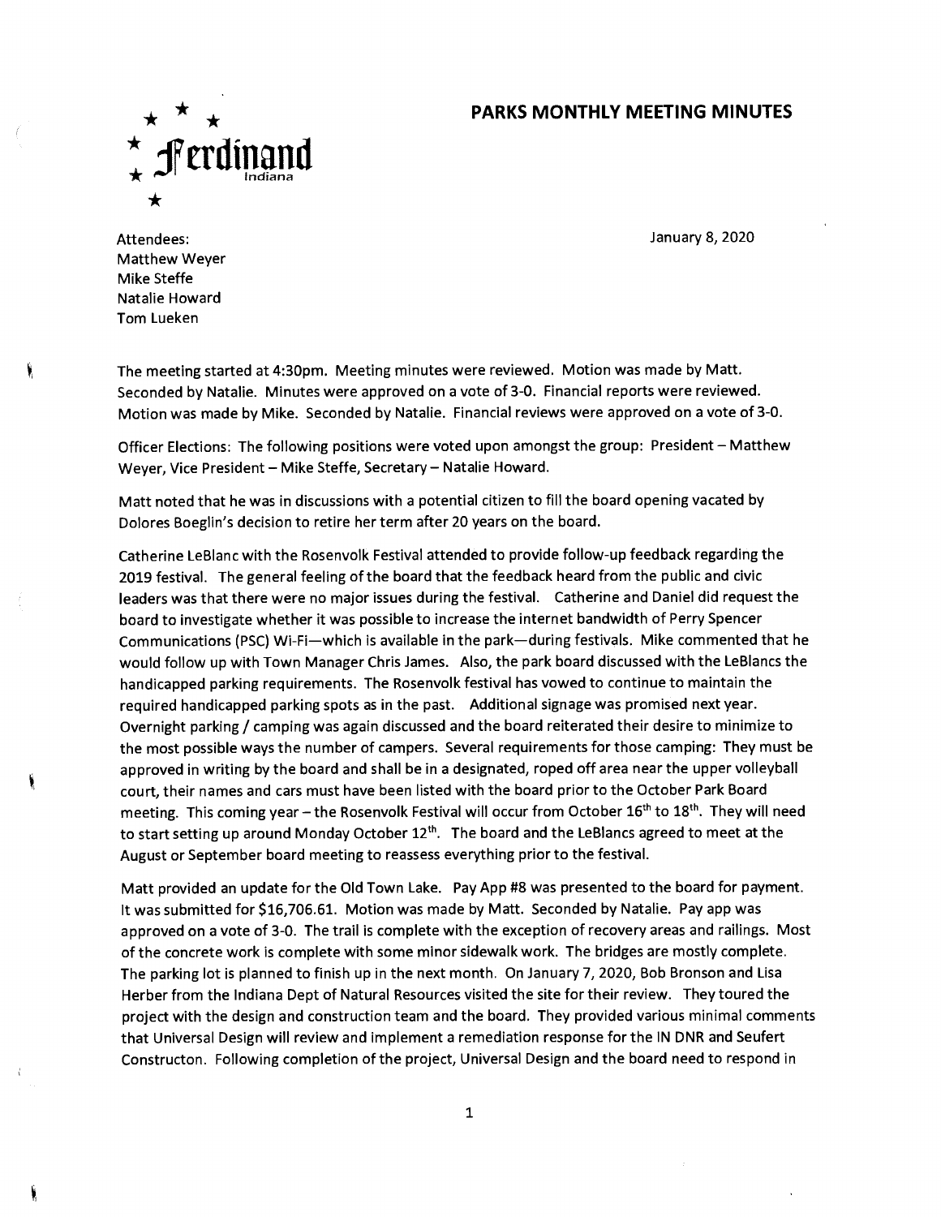Ferdinand Indiana

# PARKS MONTHLY MEETING MINUTES

January 8, 2020

Attendees:
Matthew Weyer
Mike Steffe
Natalie Howard
Tom Lueken

The meeting started at 4:30pm. Meeting minutes were reviewed. Motion was made by Matt. Seconded by Natalie. Minutes were approved on a vote of 3-0. Financial reports were reviewed. Motion was made by Mike. Seconded by Natalie. Financial reviews were approved on a vote of 3-0.

Officer Elections: The following positions were voted upon amongst the group: President – Matthew Weyer, Vice President – Mike Steffe, Secretary – Natalie Howard.

Matt noted that he was in discussions with a potential citizen to fill the board opening vacated by Dolores Boeglin's decision to retire her term after 20 years on the board.

Catherine LeBlanc with the Rosenvolk Festival attended to provide follow-up feedback regarding the 2019 festival. The general feeling of the board that the feedback heard from the public and civic leaders was that there were no major issues during the festival. Catherine and Daniel did request the board to investigate whether it was possible to increase the internet bandwidth of Perry Spencer Communications (PSC) Wi-Fi—which is available in the park—during festivals. Mike commented that he would follow up with Town Manager Chris James. Also, the park board discussed with the LeBlancs the handicapped parking requirements. The Rosenvolk festival has vowed to continue to maintain the required handicapped parking spots as in the past. Additional signage was promised next year. Overnight parking / camping was again discussed and the board reiterated their desire to minimize to the most possible ways the number of campers. Several requirements for those camping: They must be approved in writing by the board and shall be in a designated, roped off area near the upper volleyball court, their names and cars must have been listed with the board prior to the October Park Board meeting. This coming year – the Rosenvolk Festival will occur from October 16th to 18th. They will need to start setting up around Monday October 12th. The board and the LeBlancs agreed to meet at the August or September board meeting to reassess everything prior to the festival.

Matt provided an update for the Old Town Lake. Pay App #8 was presented to the board for payment. It was submitted for $16,706.61. Motion was made by Matt. Seconded by Natalie. Pay app was approved on a vote of 3-0. The trail is complete with the exception of recovery areas and railings. Most of the concrete work is complete with some minor sidewalk work. The bridges are mostly complete. The parking lot is planned to finish up in the next month. On January 7, 2020, Bob Bronson and Lisa Herber from the Indiana Dept of Natural Resources visited the site for their review. They toured the project with the design and construction team and the board. They provided various minimal comments that Universal Design will review and implement a remediation response for the IN DNR and Seufert Constructon. Following completion of the project, Universal Design and the board need to respond in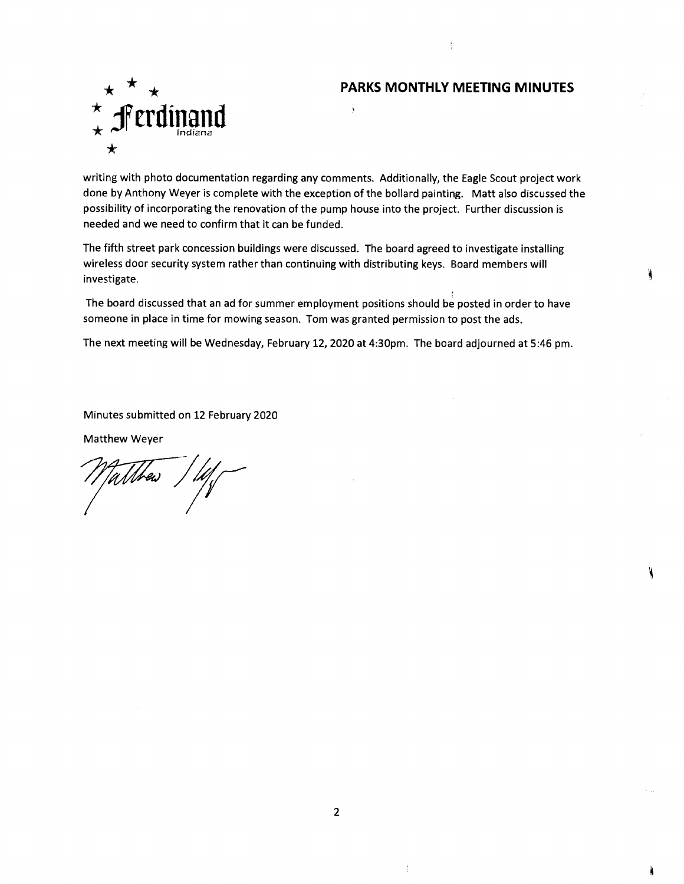# PARKS MONTHLY MEETING MINUTES

writing with photo documentation regarding any comments. Additionally, the Eagle Scout project work done by Anthony Weyer is complete with the exception of the bollard painting. Matt also discussed the possibility of incorporating the renovation of the pump house into the project. Further discussion is needed and we need to confirm that it can be funded.

The fifth street park concession buildings were discussed. The board agreed to investigate installing wireless door security system rather than continuing with distributing keys. Board members will investigate.

The board discussed that an ad for summer employment positions should be posted in order to have someone in place in time for mowing season. Tom was granted permission to post the ads.

The next meeting will be Wednesday, February 12, 2020 at 4:30pm. The board adjourned at 5:46 pm.

Minutes submitted on 12 February 2020

Matthew Weyer